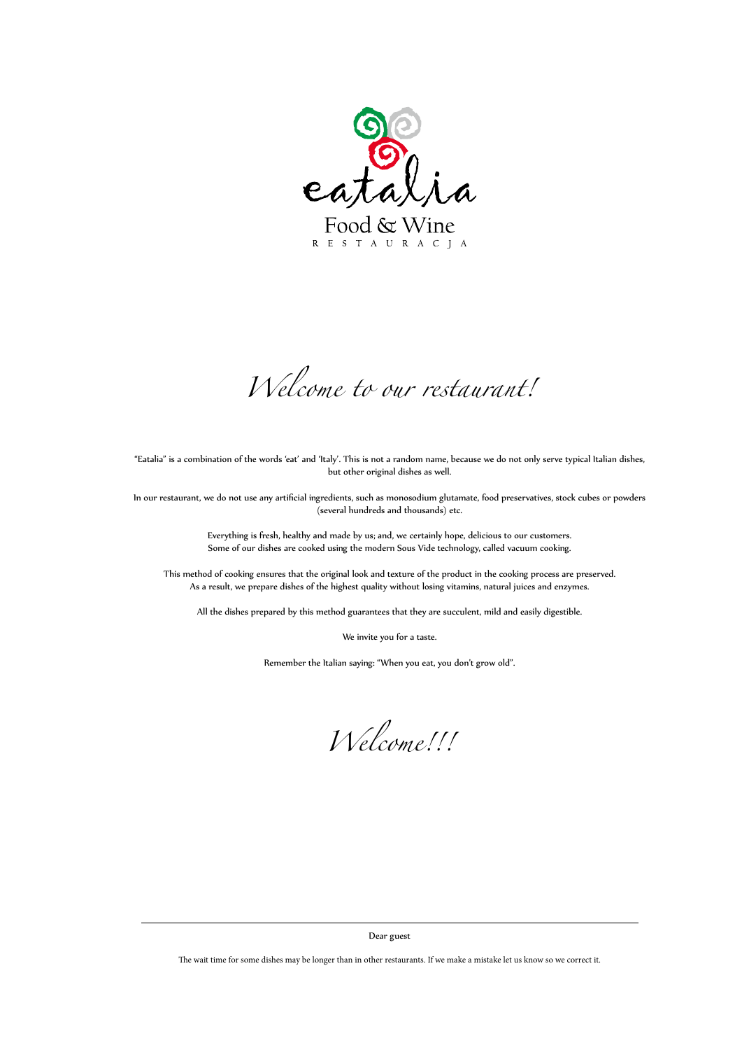# eatalia

Food & Wine

RESTAURACJA

## *Welcome to our restaurant!*

"Eatalia" is a combination of the words 'eat' and 'Italy'. This is not a random name, because we do not only serve typical Italian dishes, but other original dishes as well.

In our restaurant, we do not use any artificial ingredients, such as monosodium glutamate, food preservatives, stock cubes or powders (several hundreds and thousands) etc.

Everything is fresh, healthy and made by us; and, we certainly hope, delicious to our customers.
Some of our dishes are cooked using the modern Sous Vide technology, called vacuum cooking.

This method of cooking ensures that the original look and texture of the product in the cooking process are preserved.
As a result, we prepare dishes of the highest quality without losing vitamins, natural juices and enzymes.

All the dishes prepared by this method guarantees that they are succulent, mild and easily digestible.

We invite you for a taste.

Remember the Italian saying: "When you eat, you don't grow old".

## *Welcome!!!*

---

Dear guest

The wait time for some dishes may be longer than in other restaurants. If we make a mistake let us know so we correct it.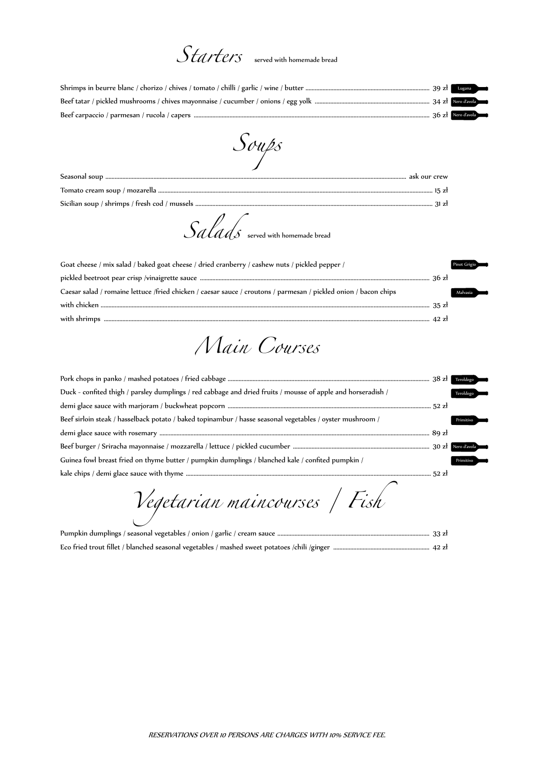# Starters

served with homemade bread

Shrimps in beurre blanc / chorizo / chives / tomato / chilli / garlic / wine / butter ........ 39 zł — Lugana

Beef tatar / pickled mushrooms / chives mayonnaise / cucumber / onions / egg yolk ........ 34 zł — Nero d'avola

Beef carpaccio / parmesan / rucola / capers ........ 36 zł — Nero d'avola

# Soups

Seasonal soup ........ ask our crew

Tomato cream soup / mozarella ........ 15 zł

Sicilian soup / shrimps / fresh cod / mussels ........ 31 zł

# Salads

served with homemade bread

Goat cheese / mix salad / baked goat cheese / dried cranberry / cashew nuts / pickled pepper / pickled beetroot pear crisp /vinaigrette sauce ........ 36 zł — Pinot Grigio

Caesar salad / romaine lettuce /fried chicken / caesar sauce / croutons / parmesan / pickled onion / bacon chips — Malvasia

with chicken ........ 35 zł

with shrimps ........ 42 zł

# Main Courses

Pork chops in panko / mashed potatoes / fried cabbage ........ 38 zł — Teroldego

Duck - confited thigh / parsley dumplings / red cabbage and dried fruits / mousse of apple and horseradish / demi glace sauce with marjoram / buckwheat popcorn ........ 52 zł — Teroldego

Beef sirloin steak / hasselback potato / baked topinambur / hasse seasonal vegetables / oyster mushroom / demi glace sauce with rosemary ........ 89 zł — Primitivo

Beef burger / Sriracha mayonnaise / mozzarella / lettuce / pickled cucumber ........ 30 zł — Nero d'avola

Guinea fowl breast fried on thyme butter / pumpkin dumplings / blanched kale / confited pumpkin / kale chips / demi glace sauce with thyme ........ 52 zł — Primitivo

# Vegetarian maincourses / Fish

Pumpkin dumplings / seasonal vegetables / onion / garlic / cream sauce ........ 33 zł

Eco fried trout fillet / blanched seasonal vegetables / mashed sweet potatoes /chili /ginger ........ 42 zł

*RESERVATIONS OVER 10 PERSONS ARE CHARGES WITH 10% SERVICE FEE.*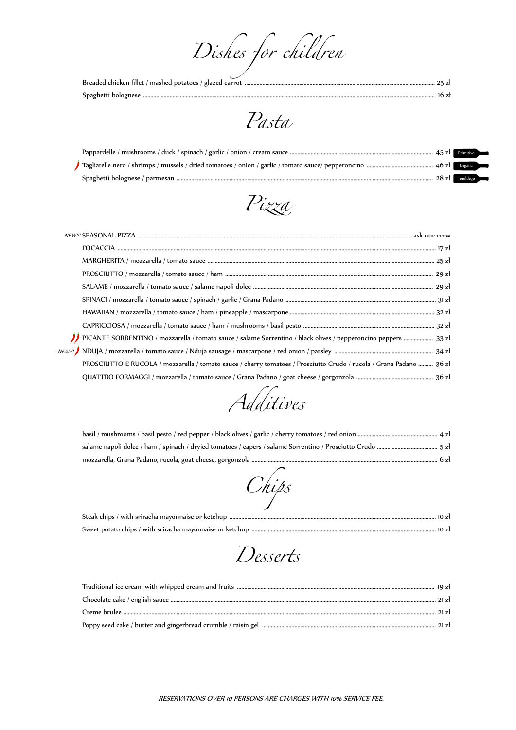# Dishes for children

Breaded chicken fillet / mashed potatoes / glazed carrot ..... 25 zł
Spaghetti bolognese ..... 16 zł

# Pasta

Pappardelle / mushrooms / duck / spinach / garlic / onion / cream sauce ..... 45 zł Primitivo
Tagliatelle nero / shrimps / mussels / dried tomatoes / onion / garlic / tomato sauce/ pepperoncino ..... 46 zł Lugana
Spaghetti bolognese / parmesan ..... 28 zł Teroldego

# Pizza

*NEW!!!* SEASONAL PIZZA ..... ask our crew
FOCACCIA ..... 17 zł
MARGHERITA / mozzarella / tomato sauce ..... 25 zł
PROSCIUTTO / mozzarella / tomato sauce / ham ..... 29 zł
SALAME / mozzarella / tomato sauce / salame napoli dolce ..... 29 zł
SPINACI / mozzarella / tomato sauce / spinach / garlic / Grana Padano ..... 31 zł
HAWAIIAN / mozzarella / tomato sauce / ham / pineapple / mascarpone ..... 32 zł
CAPRICCIOSA / mozzarella / tomato sauce / ham / mushrooms / basil pesto ..... 32 zł
PICANTE SORRENTINO / mozzarella / tomato sauce / salame Sorrentino / black olives / pepperoncino peppers ..... 33 zł
*NEW!!!* NDUJA / mozzarella / tomato sauce / Nduja sausage / mascarpone / red onion / parsley ..... 34 zł
PROSCIUTTO E RUCOLA / mozzarella / tomato sauce / cherry tomatoes / Prosciutto Crudo / rucola / Grana Padano ..... 36 zł
QUATTRO FORMAGGI / mozzarella / tomato sauce / Grana Padano / goat cheese / gorgonzola ..... 36 zł

# Additives

basil / mushrooms / basil pesto / red pepper / black olives / garlic / cherry tomatoes / red onion ..... 4 zł
salame napoli dolce / ham / spinach / dryied tomatoes / capers / salame Sorrentino / Prosciutto Crudo ..... 5 zł
mozzarella, Grana Padano, rucola, goat cheese, gorgonzola ..... 6 zł

# Chips

Steak chips / with sriracha mayonnaise or ketchup ..... 10 zł
Sweet potato chips / with sriracha mayonnaise or ketchup ..... 10 zł

# Desserts

Traditional ice cream with whipped cream and fruits ..... 19 zł
Chocolate cake / english sauce ..... 21 zł
Creme brulee ..... 21 zł
Poppy seed cake / butter and gingerbread crumble / raisin gel ..... 21 zł

*RESERVATIONS OVER 10 PERSONS ARE CHARGES WITH 10% SERVICE FEE.*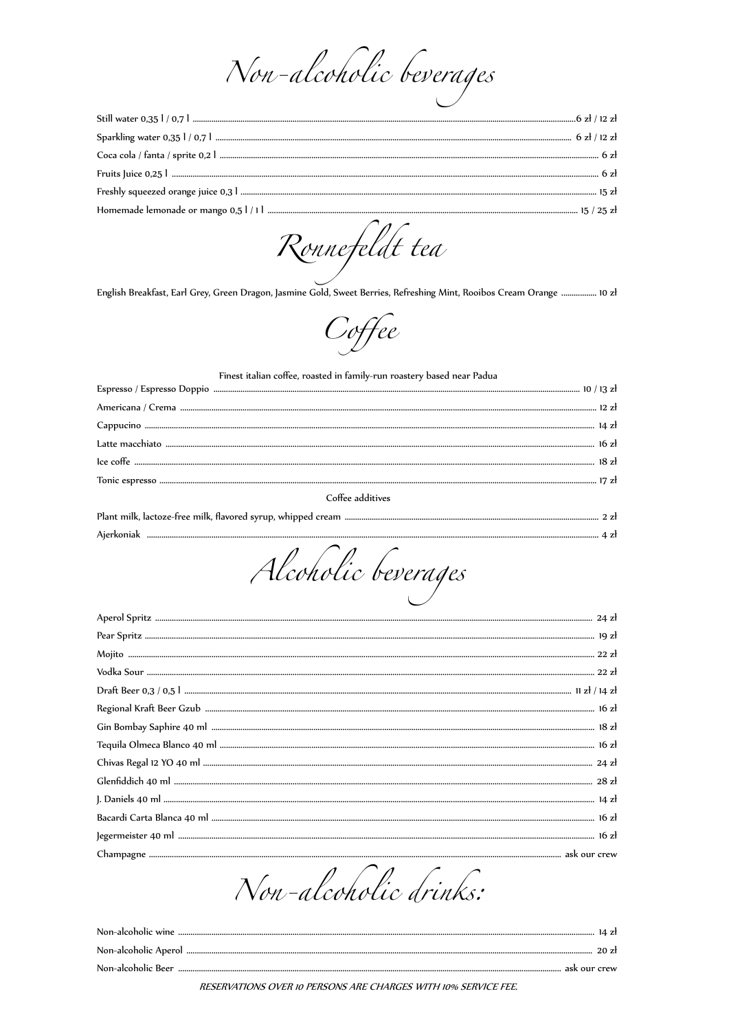# Non-alcoholic beverages

| | |
|---|---|
| Still water 0,35 l / 0,7 l | 6 zł / 12 zł |
| Sparkling water 0,35 l / 0,7 l | 6 zł / 12 zł |
| Coca cola / fanta / sprite 0,2 l | 6 zł |
| Fruits Juice 0,25 l | 6 zł |
| Freshly squeezed orange juice 0,3 l | 15 zł |
| Homemade lemonade or mango 0,5 l / 1 l | 15 / 25 zł |

# Ronnefeldt tea

| | |
|---|---|
| English Breakfast, Earl Grey, Green Dragon, Jasmine Gold, Sweet Berries, Refreshing Mint, Rooibos Cream Orange | 10 zł |

# Coffee

Finest italian coffee, roasted in family-run roastery based near Padua

| | |
|---|---|
| Espresso / Espresso Doppio | 10 / 13 zł |
| Americana / Crema | 12 zł |
| Cappucino | 14 zł |
| Latte macchiato | 16 zł |
| Ice coffe | 18 zł |
| Tonic espresso | 17 zł |

Coffee additives

| | |
|---|---|
| Plant milk, lactoze-free milk, flavored syrup, whipped cream | 2 zł |
| Ajerkoniak | 4 zł |

# Alcoholic beverages

| | |
|---|---|
| Aperol Spritz | 24 zł |
| Pear Spritz | 19 zł |
| Mojito | 22 zł |
| Vodka Sour | 22 zł |
| Draft Beer 0,3 / 0,5 l | 11 zł / 14 zł |
| Regional Kraft Beer Gzub | 16 zł |
| Gin Bombay Saphire 40 ml | 18 zł |
| Tequila Olmeca Blanco 40 ml | 16 zł |
| Chivas Regal 12 YO 40 ml | 24 zł |
| Glenfiddich 40 ml | 28 zł |
| J. Daniels 40 ml | 14 zł |
| Bacardi Carta Blanca 40 ml | 16 zł |
| Jegermeister 40 ml | 16 zł |
| Champagne | ask our crew |

# Non-alcoholic drinks:

| | |
|---|---|
| Non-alcoholic wine | 14 zł |
| Non-alcoholic Aperol | 20 zł |
| Non-alcoholic Beer | ask our crew |

*RESERVATIONS OVER 10 PERSONS ARE CHARGES WITH 10% SERVICE FEE.*